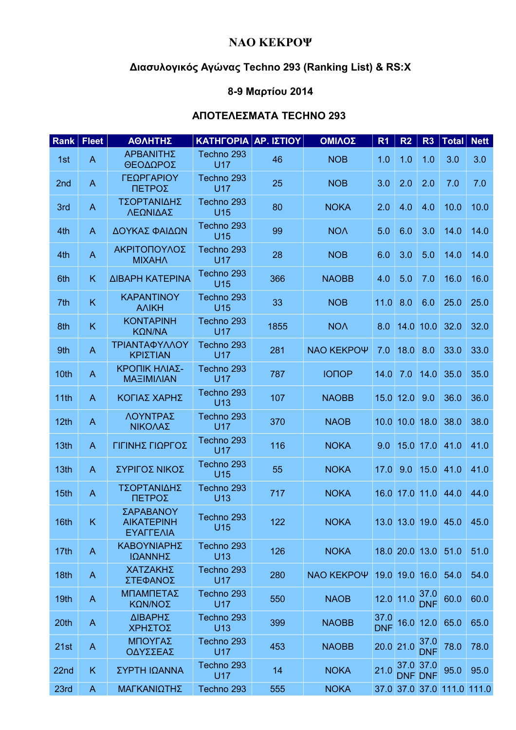# ΝΑΟ ΚΕΚΡΟΨ

## Διασυλογικός Αγώνας Techno 293 (Ranking List) & RS:X

## 8-9 Μαρτίου 2014

## ΑΠΟΤΕΛΕΣΜΑΤΑ TECHNO 293

| Rank | Fleet | ΑΘΛΗΤΗΣ | ΚΑΤΗΓΟΡΙΑ | ΑΡ. ΙΣΤΙΟΥ | ΟΜΙΛΟΣ | R1 | R2 | R3 | Total | Nett |
|---|---|---|---|---|---|---|---|---|---|---|
| 1st | A | ΑΡΒΑΝΙΤΗΣ ΘΕΟΔΩΡΟΣ | Techno 293 U17 | 46 | ΝΟΒ | 1.0 | 1.0 | 1.0 | 3.0 | 3.0 |
| 2nd | A | ΓΕΩΡΓΑΡΙΟΥ ΠΕΤΡΟΣ | Techno 293 U17 | 25 | ΝΟΒ | 3.0 | 2.0 | 2.0 | 7.0 | 7.0 |
| 3rd | A | ΤΣΟΡΤΑΝΙΔΗΣ ΛΕΩΝΙΔΑΣ | Techno 293 U15 | 80 | ΝΟΚΑ | 2.0 | 4.0 | 4.0 | 10.0 | 10.0 |
| 4th | A | ΔΟΥΚΑΣ ΦΑΙΔΩΝ | Techno 293 U15 | 99 | ΝΟΛ | 5.0 | 6.0 | 3.0 | 14.0 | 14.0 |
| 4th | A | ΑΚΡΙΤΟΠΟΥΛΟΣ ΜΙΧΑΗΛ | Techno 293 U17 | 28 | ΝΟΒ | 6.0 | 3.0 | 5.0 | 14.0 | 14.0 |
| 6th | K | ΔΙΒΑΡΗ ΚΑΤΕΡΙΝΑ | Techno 293 U15 | 366 | ΝΑΟΒΒ | 4.0 | 5.0 | 7.0 | 16.0 | 16.0 |
| 7th | K | ΚΑΡΑΝΤΙΝΟΥ ΑΛΙΚΗ | Techno 293 U15 | 33 | ΝΟΒ | 11.0 | 8.0 | 6.0 | 25.0 | 25.0 |
| 8th | K | ΚΟΝΤΑΡΙΝΗ ΚΩΝ/ΝΑ | Techno 293 U17 | 1855 | ΝΟΛ | 8.0 | 14.0 | 10.0 | 32.0 | 32.0 |
| 9th | A | ΤΡΙΑΝΤΑΦΥΛΛΟΥ ΚΡΙΣΤΙΑΝ | Techno 293 U17 | 281 | ΝΑΟ ΚΕΚΡΟΨ | 7.0 | 18.0 | 8.0 | 33.0 | 33.0 |
| 10th | A | ΚΡΟΠΙΚ ΗΛΙΑΣ-ΜΑΞΙΜΙΛΙΑΝ | Techno 293 U17 | 787 | ΙΟΠΟΡ | 14.0 | 7.0 | 14.0 | 35.0 | 35.0 |
| 11th | A | ΚΟΓΙΑΣ ΧΑΡΗΣ | Techno 293 U13 | 107 | ΝΑΟΒΒ | 15.0 | 12.0 | 9.0 | 36.0 | 36.0 |
| 12th | A | ΛΟΥΝΤΡΑΣ ΝΙΚΟΛΑΣ | Techno 293 U17 | 370 | ΝΑΟΒ | 10.0 | 10.0 | 18.0 | 38.0 | 38.0 |
| 13th | A | ΓΙΓΙΝΗΣ ΓΙΩΡΓΟΣ | Techno 293 U17 | 116 | ΝΟΚΑ | 9.0 | 15.0 | 17.0 | 41.0 | 41.0 |
| 13th | A | ΣΥΡΙΓΟΣ ΝΙΚΟΣ | Techno 293 U15 | 55 | ΝΟΚΑ | 17.0 | 9.0 | 15.0 | 41.0 | 41.0 |
| 15th | A | ΤΣΟΡΤΑΝΙΔΗΣ ΠΕΤΡΟΣ | Techno 293 U13 | 717 | ΝΟΚΑ | 16.0 | 17.0 | 11.0 | 44.0 | 44.0 |
| 16th | K | ΣΑΡΑΒΑΝΟΥ ΑΙΚΑΤΕΡΙΝΗ ΕΥΑΓΓΕΛΙΑ | Techno 293 U15 | 122 | ΝΟΚΑ | 13.0 | 13.0 | 19.0 | 45.0 | 45.0 |
| 17th | A | ΚΑΒΟΥΝΙΑΡΗΣ ΙΩΑΝΝΗΣ | Techno 293 U13 | 126 | ΝΟΚΑ | 18.0 | 20.0 | 13.0 | 51.0 | 51.0 |
| 18th | A | ΧΑΤΖΑΚΗΣ ΣΤΕΦΑΝΟΣ | Techno 293 U17 | 280 | ΝΑΟ ΚΕΚΡΟΨ | 19.0 | 19.0 | 16.0 | 54.0 | 54.0 |
| 19th | A | ΜΠΑΜΠΕΤΑΣ ΚΩΝ/ΝΟΣ | Techno 293 U17 | 550 | ΝΑΟΒ | 12.0 | 11.0 | 37.0 DNF | 60.0 | 60.0 |
| 20th | A | ΔΙΒΑΡΗΣ ΧΡΗΣΤΟΣ | Techno 293 U13 | 399 | ΝΑΟΒΒ | 37.0 DNF | 16.0 | 12.0 | 65.0 | 65.0 |
| 21st | A | ΜΠΟΥΓΑΣ ΟΔΥΣΣΕΑΣ | Techno 293 U17 | 453 | ΝΑΟΒΒ | 20.0 | 21.0 | 37.0 DNF | 78.0 | 78.0 |
| 22nd | K | ΣΥΡΤΗ ΙΩΑΝΝΑ | Techno 293 U17 | 14 | ΝΟΚΑ | 21.0 | 37.0 DNF | 37.0 DNF | 95.0 | 95.0 |
| 23rd | A | ΜΑΓΚΑΝΙΩΤΗΣ | Techno 293 | 555 | ΝΟΚΑ | 37.0 | 37.0 | 37.0 | 111.0 | 111.0 |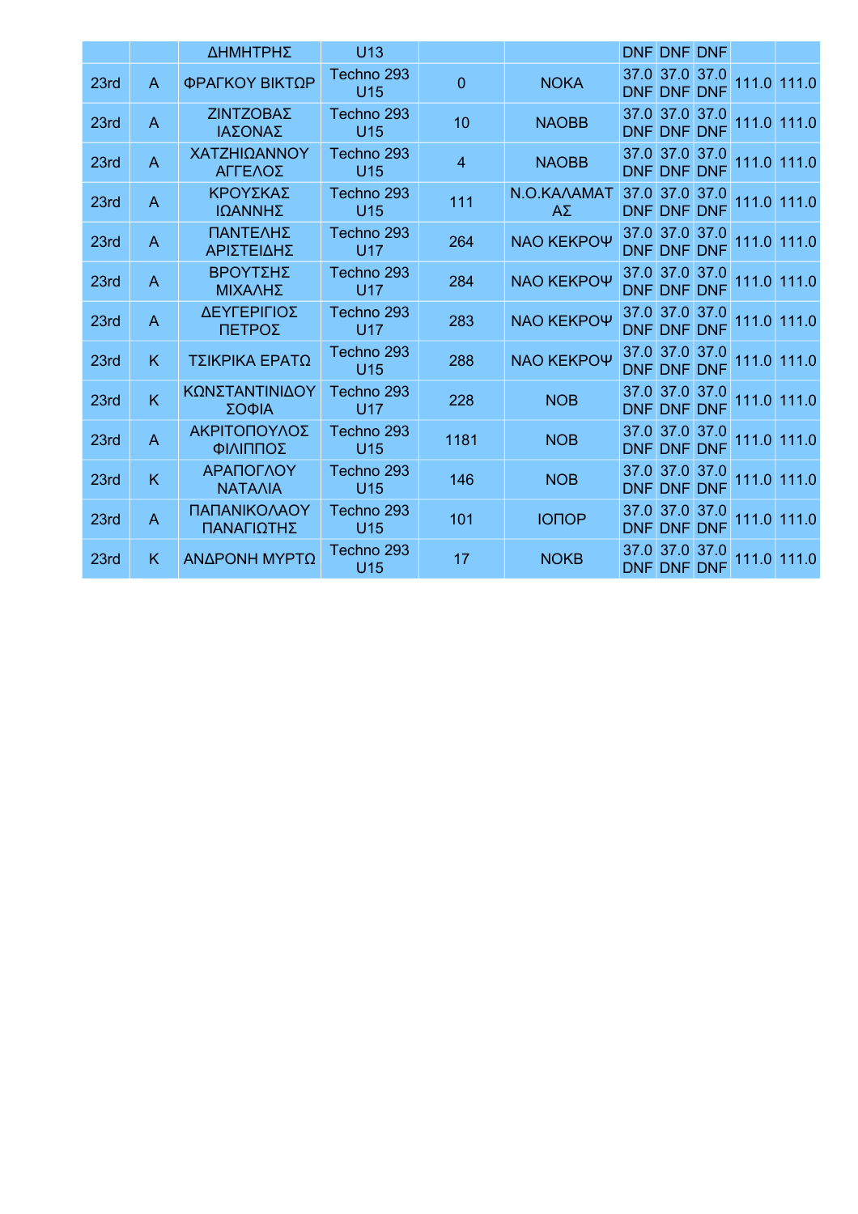| | | | | | | | | | | |
|---|---|---|---|---|---|---|---|---|---|---|
| | | ΔΗΜΗΤΡΗΣ | U13 | | | DNF | DNF | DNF | | |
| 23rd | A | ΦΡΑΓΚΟΥ ΒΙΚΤΩΡ | Techno 293 U15 | 0 | ΝΟΚΑ | 37.0 DNF | 37.0 DNF | 37.0 DNF | 111.0 | 111.0 |
| 23rd | A | ΖΙΝΤΖΟΒΑΣ ΙΑΣΟΝΑΣ | Techno 293 U15 | 10 | ΝΑΟΒΒ | 37.0 DNF | 37.0 DNF | 37.0 DNF | 111.0 | 111.0 |
| 23rd | A | ΧΑΤΖΗΙΩΑΝΝΟΥ ΑΓΓΕΛΟΣ | Techno 293 U15 | 4 | ΝΑΟΒΒ | 37.0 DNF | 37.0 DNF | 37.0 DNF | 111.0 | 111.0 |
| 23rd | A | ΚΡΟΥΣΚΑΣ ΙΩΑΝΝΗΣ | Techno 293 U15 | 111 | Ν.Ο.ΚΑΛΑΜΑΤΑΣ | 37.0 DNF | 37.0 DNF | 37.0 DNF | 111.0 | 111.0 |
| 23rd | A | ΠΑΝΤΕΛΗΣ ΑΡΙΣΤΕΙΔΗΣ | Techno 293 U17 | 264 | ΝΑΟ ΚΕΚΡΟΨ | 37.0 DNF | 37.0 DNF | 37.0 DNF | 111.0 | 111.0 |
| 23rd | A | ΒΡΟΥΤΣΗΣ ΜΙΧΑΛΗΣ | Techno 293 U17 | 284 | ΝΑΟ ΚΕΚΡΟΨ | 37.0 DNF | 37.0 DNF | 37.0 DNF | 111.0 | 111.0 |
| 23rd | A | ΔΕΥΓΕΡΙΓΙΟΣ ΠΕΤΡΟΣ | Techno 293 U17 | 283 | ΝΑΟ ΚΕΚΡΟΨ | 37.0 DNF | 37.0 DNF | 37.0 DNF | 111.0 | 111.0 |
| 23rd | K | ΤΣΙΚΡΙΚΑ ΕΡΑΤΩ | Techno 293 U15 | 288 | ΝΑΟ ΚΕΚΡΟΨ | 37.0 DNF | 37.0 DNF | 37.0 DNF | 111.0 | 111.0 |
| 23rd | K | ΚΩΝΣΤΑΝΤΙΝΙΔΟΥ ΣΟΦΙΑ | Techno 293 U17 | 228 | ΝΟΒ | 37.0 DNF | 37.0 DNF | 37.0 DNF | 111.0 | 111.0 |
| 23rd | A | ΑΚΡΙΤΟΠΟΥΛΟΣ ΦΙΛΙΠΠΟΣ | Techno 293 U15 | 1181 | ΝΟΒ | 37.0 DNF | 37.0 DNF | 37.0 DNF | 111.0 | 111.0 |
| 23rd | K | ΑΡΑΠΟΓΛΟΥ ΝΑΤΑΛΙΑ | Techno 293 U15 | 146 | ΝΟΒ | 37.0 DNF | 37.0 DNF | 37.0 DNF | 111.0 | 111.0 |
| 23rd | A | ΠΑΠΑΝΙΚΟΛΑΟΥ ΠΑΝΑΓΙΩΤΗΣ | Techno 293 U15 | 101 | ΙΟΠΟΡ | 37.0 DNF | 37.0 DNF | 37.0 DNF | 111.0 | 111.0 |
| 23rd | K | ΑΝΔΡΟΝΗ ΜΥΡΤΩ | Techno 293 U15 | 17 | ΝΟΚΒ | 37.0 DNF | 37.0 DNF | 37.0 DNF | 111.0 | 111.0 |